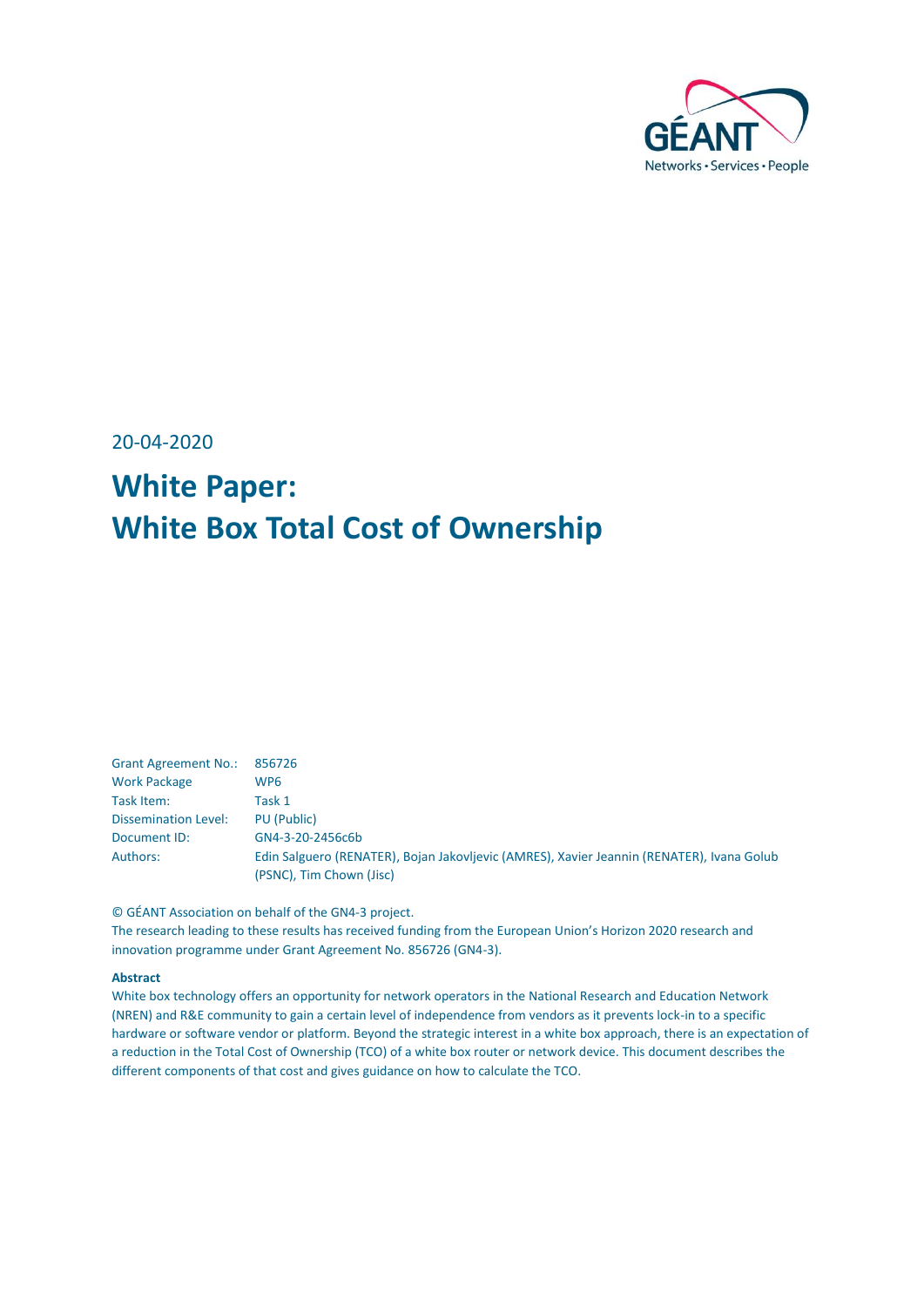GÉANT

Networks • Services • People

20-04-2020

# White Paper: White Box Total Cost of Ownership

| Grant Agreement No.: | 856726 |
| --- | --- |
| Work Package | WP6 |
| Task Item: | Task 1 |
| Dissemination Level: | PU (Public) |
| Document ID: | GN4-3-20-2456c6b |
| Authors: | Edin Salguero (RENATER), Bojan Jakovljevic (AMRES), Xavier Jeannin (RENATER), Ivana Golub (PSNC), Tim Chown (Jisc) |

© GÉANT Association on behalf of the GN4-3 project.
The research leading to these results has received funding from the European Union's Horizon 2020 research and innovation programme under Grant Agreement No. 856726 (GN4-3).

**Abstract**

White box technology offers an opportunity for network operators in the National Research and Education Network (NREN) and R&E community to gain a certain level of independence from vendors as it prevents lock-in to a specific hardware or software vendor or platform. Beyond the strategic interest in a white box approach, there is an expectation of a reduction in the Total Cost of Ownership (TCO) of a white box router or network device. This document describes the different components of that cost and gives guidance on how to calculate the TCO.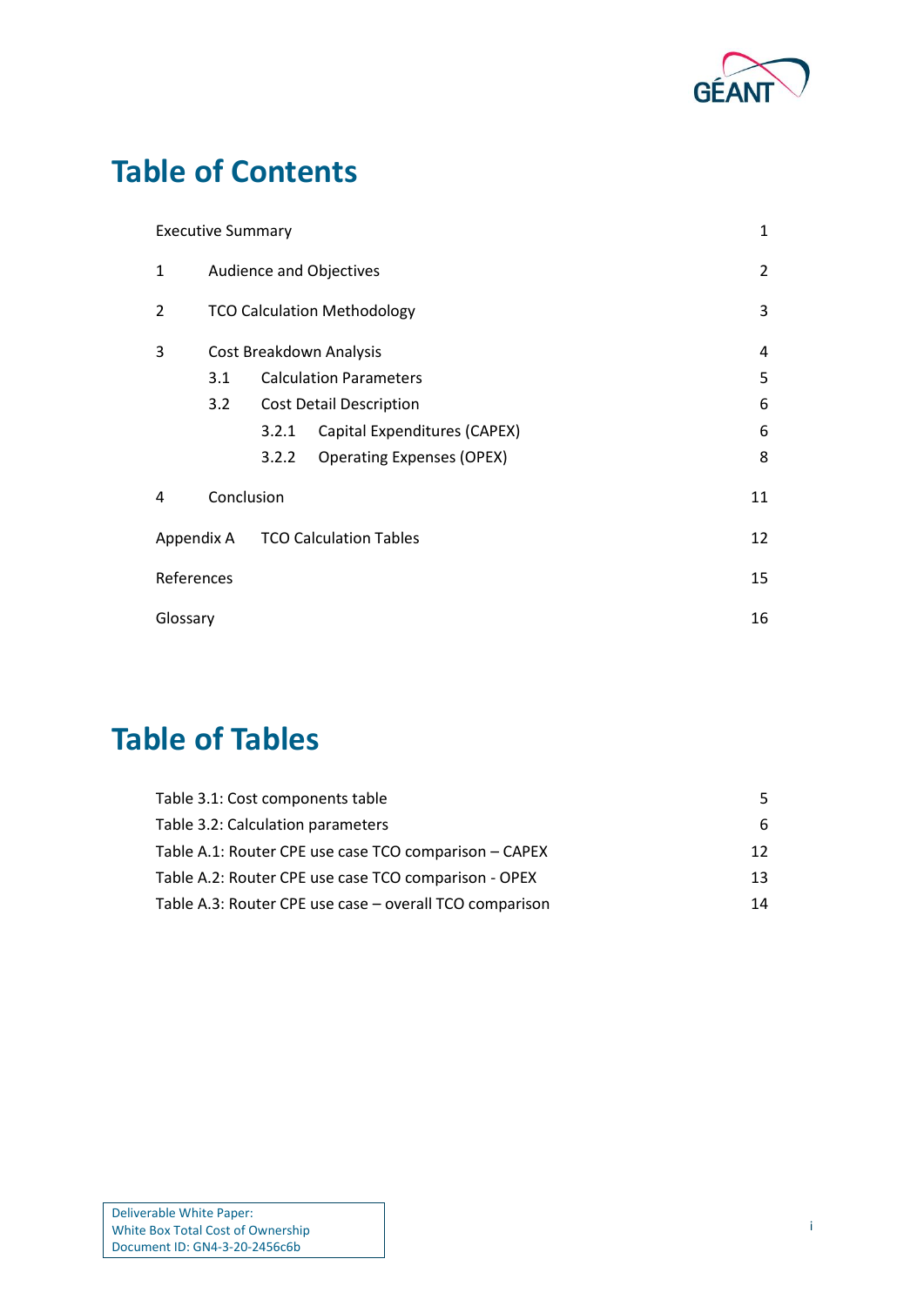# Table of Contents

| | | |
|---|---|---|
| Executive Summary | | 1 |
| 1 | Audience and Objectives | 2 |
| 2 | TCO Calculation Methodology | 3 |
| 3 | Cost Breakdown Analysis | 4 |
| | 3.1 Calculation Parameters | 5 |
| | 3.2 Cost Detail Description | 6 |
| | 3.2.1 Capital Expenditures (CAPEX) | 6 |
| | 3.2.2 Operating Expenses (OPEX) | 8 |
| 4 | Conclusion | 11 |
| Appendix A | TCO Calculation Tables | 12 |
| References | | 15 |
| Glossary | | 16 |

# Table of Tables

| | |
|---|---|
| Table 3.1: Cost components table | 5 |
| Table 3.2: Calculation parameters | 6 |
| Table A.1: Router CPE use case TCO comparison – CAPEX | 12 |
| Table A.2: Router CPE use case TCO comparison - OPEX | 13 |
| Table A.3: Router CPE use case – overall TCO comparison | 14 |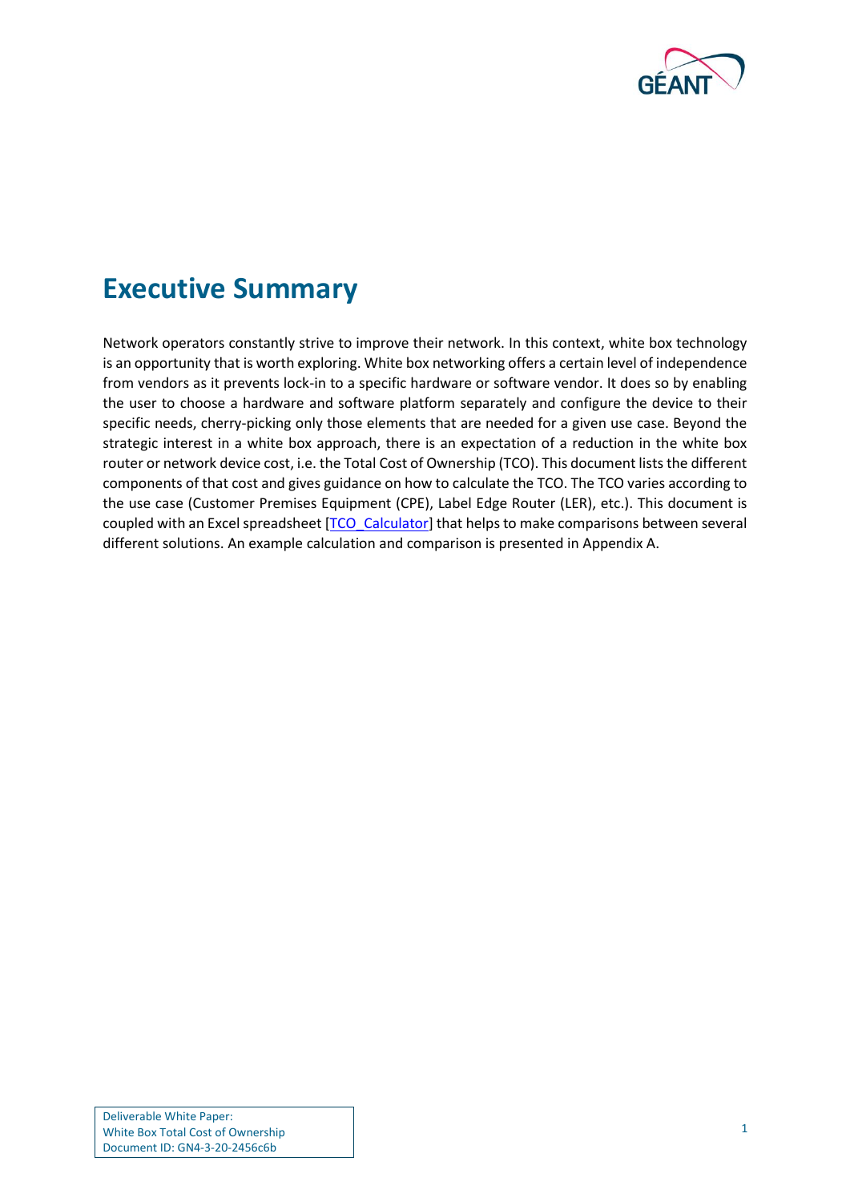# Executive Summary

Network operators constantly strive to improve their network. In this context, white box technology is an opportunity that is worth exploring. White box networking offers a certain level of independence from vendors as it prevents lock-in to a specific hardware or software vendor. It does so by enabling the user to choose a hardware and software platform separately and configure the device to their specific needs, cherry-picking only those elements that are needed for a given use case. Beyond the strategic interest in a white box approach, there is an expectation of a reduction in the white box router or network device cost, i.e. the Total Cost of Ownership (TCO). This document lists the different components of that cost and gives guidance on how to calculate the TCO. The TCO varies according to the use case (Customer Premises Equipment (CPE), Label Edge Router (LER), etc.). This document is coupled with an Excel spreadsheet [TCO_Calculator] that helps to make comparisons between several different solutions. An example calculation and comparison is presented in Appendix A.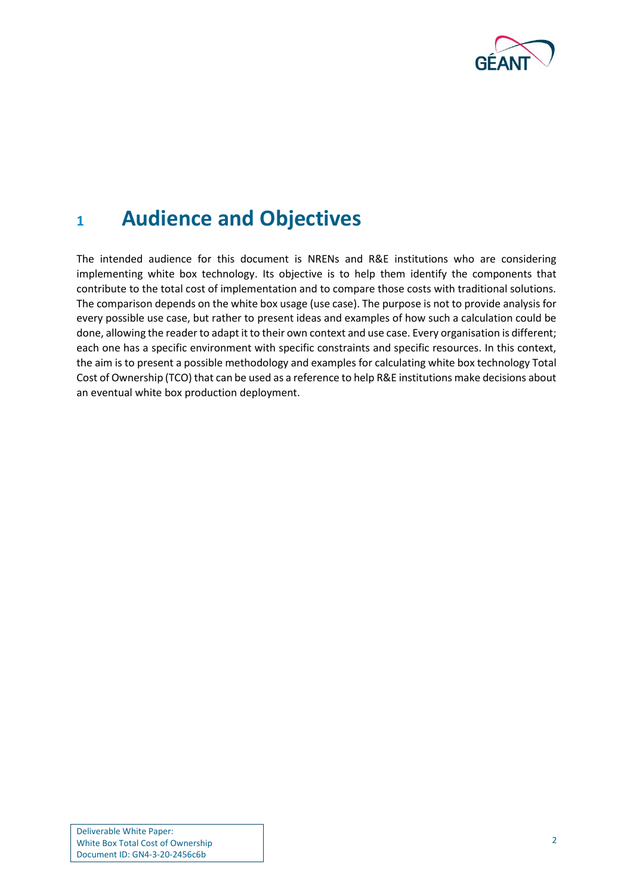# 1 Audience and Objectives

The intended audience for this document is NRENs and R&E institutions who are considering implementing white box technology. Its objective is to help them identify the components that contribute to the total cost of implementation and to compare those costs with traditional solutions. The comparison depends on the white box usage (use case). The purpose is not to provide analysis for every possible use case, but rather to present ideas and examples of how such a calculation could be done, allowing the reader to adapt it to their own context and use case. Every organisation is different; each one has a specific environment with specific constraints and specific resources. In this context, the aim is to present a possible methodology and examples for calculating white box technology Total Cost of Ownership (TCO) that can be used as a reference to help R&E institutions make decisions about an eventual white box production deployment.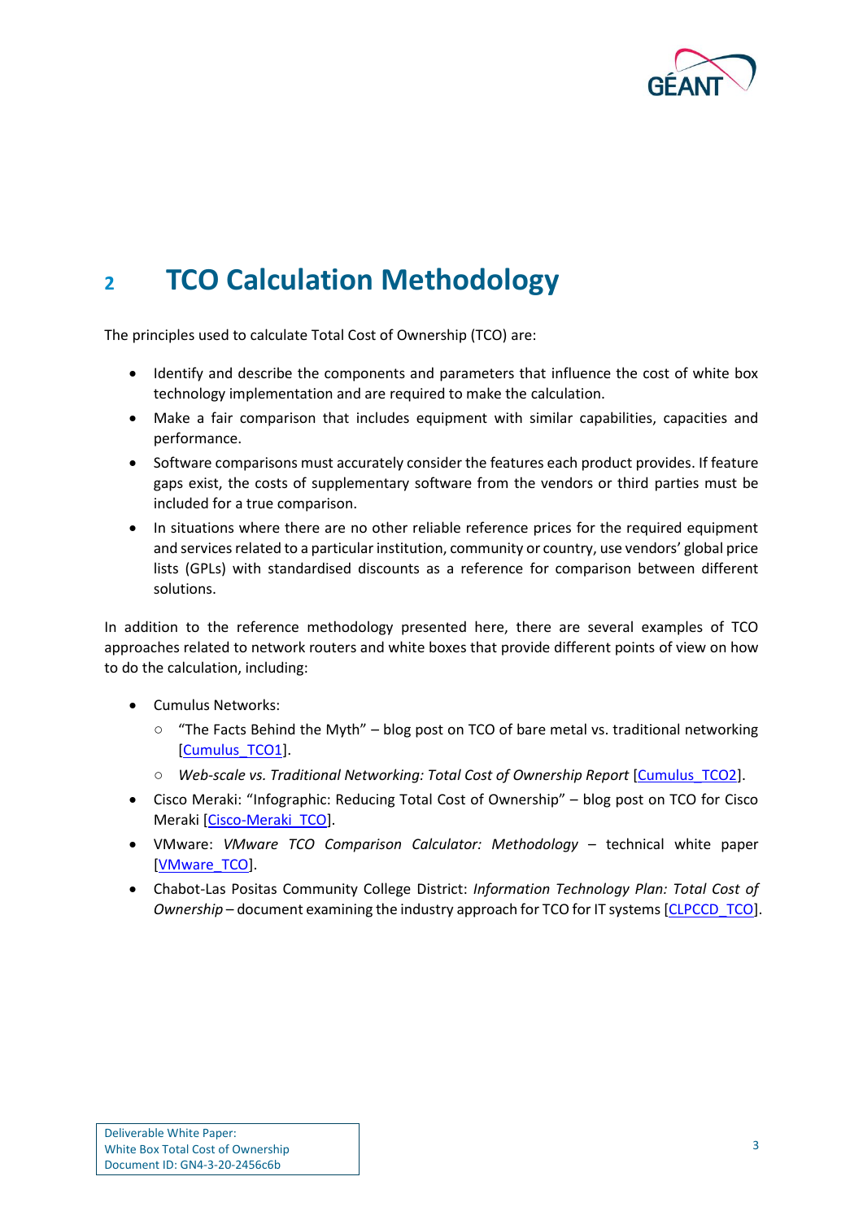# 2 TCO Calculation Methodology

The principles used to calculate Total Cost of Ownership (TCO) are:

- Identify and describe the components and parameters that influence the cost of white box technology implementation and are required to make the calculation.
- Make a fair comparison that includes equipment with similar capabilities, capacities and performance.
- Software comparisons must accurately consider the features each product provides. If feature gaps exist, the costs of supplementary software from the vendors or third parties must be included for a true comparison.
- In situations where there are no other reliable reference prices for the required equipment and services related to a particular institution, community or country, use vendors' global price lists (GPLs) with standardised discounts as a reference for comparison between different solutions.

In addition to the reference methodology presented here, there are several examples of TCO approaches related to network routers and white boxes that provide different points of view on how to do the calculation, including:

- Cumulus Networks:
  - "The Facts Behind the Myth" – blog post on TCO of bare metal vs. traditional networking [Cumulus_TCO1].
  - *Web-scale vs. Traditional Networking: Total Cost of Ownership Report* [Cumulus_TCO2].
- Cisco Meraki: "Infographic: Reducing Total Cost of Ownership" – blog post on TCO for Cisco Meraki [Cisco-Meraki_TCO].
- VMware: *VMware TCO Comparison Calculator: Methodology* – technical white paper [VMware_TCO].
- Chabot-Las Positas Community College District: *Information Technology Plan: Total Cost of Ownership* – document examining the industry approach for TCO for IT systems [CLPCCD_TCO].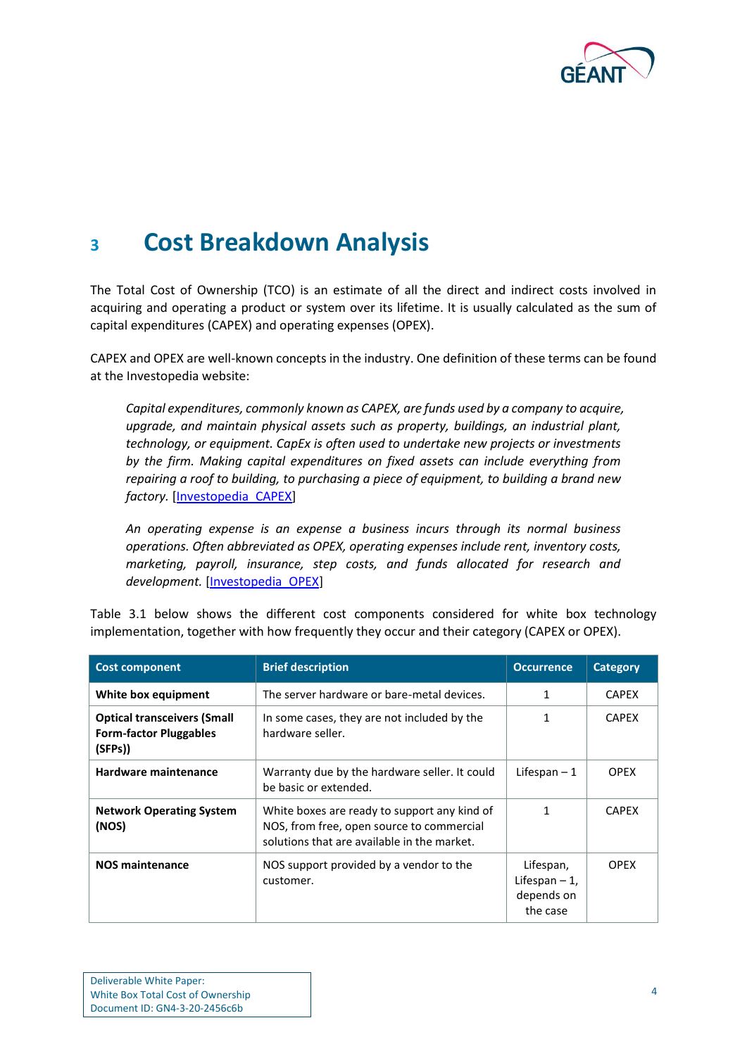# 3 Cost Breakdown Analysis

The Total Cost of Ownership (TCO) is an estimate of all the direct and indirect costs involved in acquiring and operating a product or system over its lifetime. It is usually calculated as the sum of capital expenditures (CAPEX) and operating expenses (OPEX).

CAPEX and OPEX are well-known concepts in the industry. One definition of these terms can be found at the Investopedia website:

> *Capital expenditures, commonly known as CAPEX, are funds used by a company to acquire, upgrade, and maintain physical assets such as property, buildings, an industrial plant, technology, or equipment. CapEx is often used to undertake new projects or investments by the firm. Making capital expenditures on fixed assets can include everything from repairing a roof to building, to purchasing a piece of equipment, to building a brand new factory.* [Investopedia_CAPEX]

> *An operating expense is an expense a business incurs through its normal business operations. Often abbreviated as OPEX, operating expenses include rent, inventory costs, marketing, payroll, insurance, step costs, and funds allocated for research and development.* [Investopedia_OPEX]

Table 3.1 below shows the different cost components considered for white box technology implementation, together with how frequently they occur and their category (CAPEX or OPEX).

| Cost component | Brief description | Occurrence | Category |
|---|---|---|---|
| **White box equipment** | The server hardware or bare-metal devices. | 1 | CAPEX |
| **Optical transceivers (Small Form-factor Pluggables (SFPs))** | In some cases, they are not included by the hardware seller. | 1 | CAPEX |
| **Hardware maintenance** | Warranty due by the hardware seller. It could be basic or extended. | Lifespan – 1 | OPEX |
| **Network Operating System (NOS)** | White boxes are ready to support any kind of NOS, from free, open source to commercial solutions that are available in the market. | 1 | CAPEX |
| **NOS maintenance** | NOS support provided by a vendor to the customer. | Lifespan, Lifespan – 1, depends on the case | OPEX |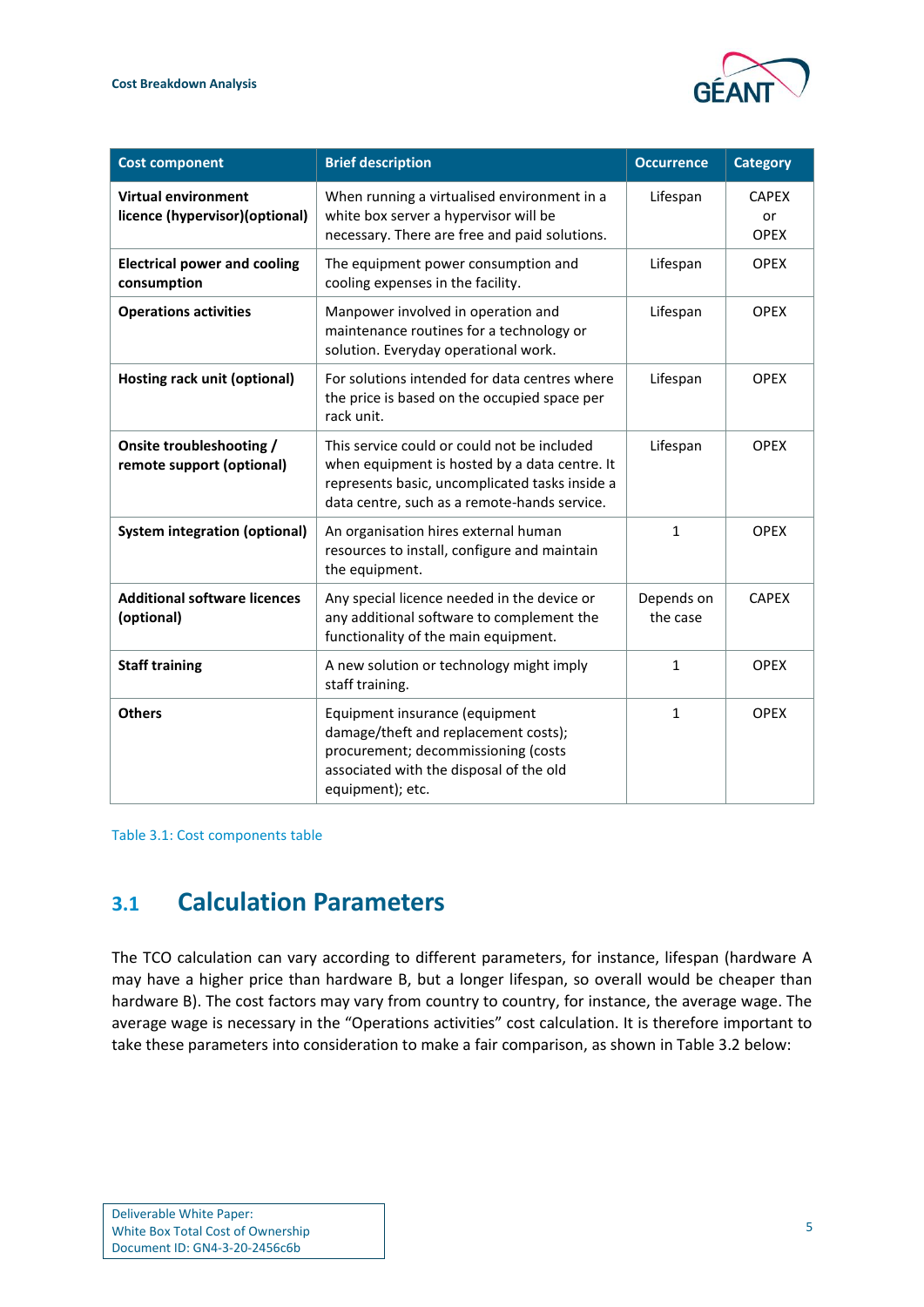| Cost component | Brief description | Occurrence | Category |
|---|---|---|---|
| **Virtual environment licence (hypervisor)(optional)** | When running a virtualised environment in a white box server a hypervisor will be necessary. There are free and paid solutions. | Lifespan | CAPEX or OPEX |
| **Electrical power and cooling consumption** | The equipment power consumption and cooling expenses in the facility. | Lifespan | OPEX |
| **Operations activities** | Manpower involved in operation and maintenance routines for a technology or solution. Everyday operational work. | Lifespan | OPEX |
| **Hosting rack unit (optional)** | For solutions intended for data centres where the price is based on the occupied space per rack unit. | Lifespan | OPEX |
| **Onsite troubleshooting / remote support (optional)** | This service could or could not be included when equipment is hosted by a data centre. It represents basic, uncomplicated tasks inside a data centre, such as a remote-hands service. | Lifespan | OPEX |
| **System integration (optional)** | An organisation hires external human resources to install, configure and maintain the equipment. | 1 | OPEX |
| **Additional software licences (optional)** | Any special licence needed in the device or any additional software to complement the functionality of the main equipment. | Depends on the case | CAPEX |
| **Staff training** | A new solution or technology might imply staff training. | 1 | OPEX |
| **Others** | Equipment insurance (equipment damage/theft and replacement costs); procurement; decommissioning (costs associated with the disposal of the old equipment); etc. | 1 | OPEX |

Table 3.1: Cost components table

## 3.1 Calculation Parameters

The TCO calculation can vary according to different parameters, for instance, lifespan (hardware A may have a higher price than hardware B, but a longer lifespan, so overall would be cheaper than hardware B). The cost factors may vary from country to country, for instance, the average wage. The average wage is necessary in the "Operations activities" cost calculation. It is therefore important to take these parameters into consideration to make a fair comparison, as shown in Table 3.2 below: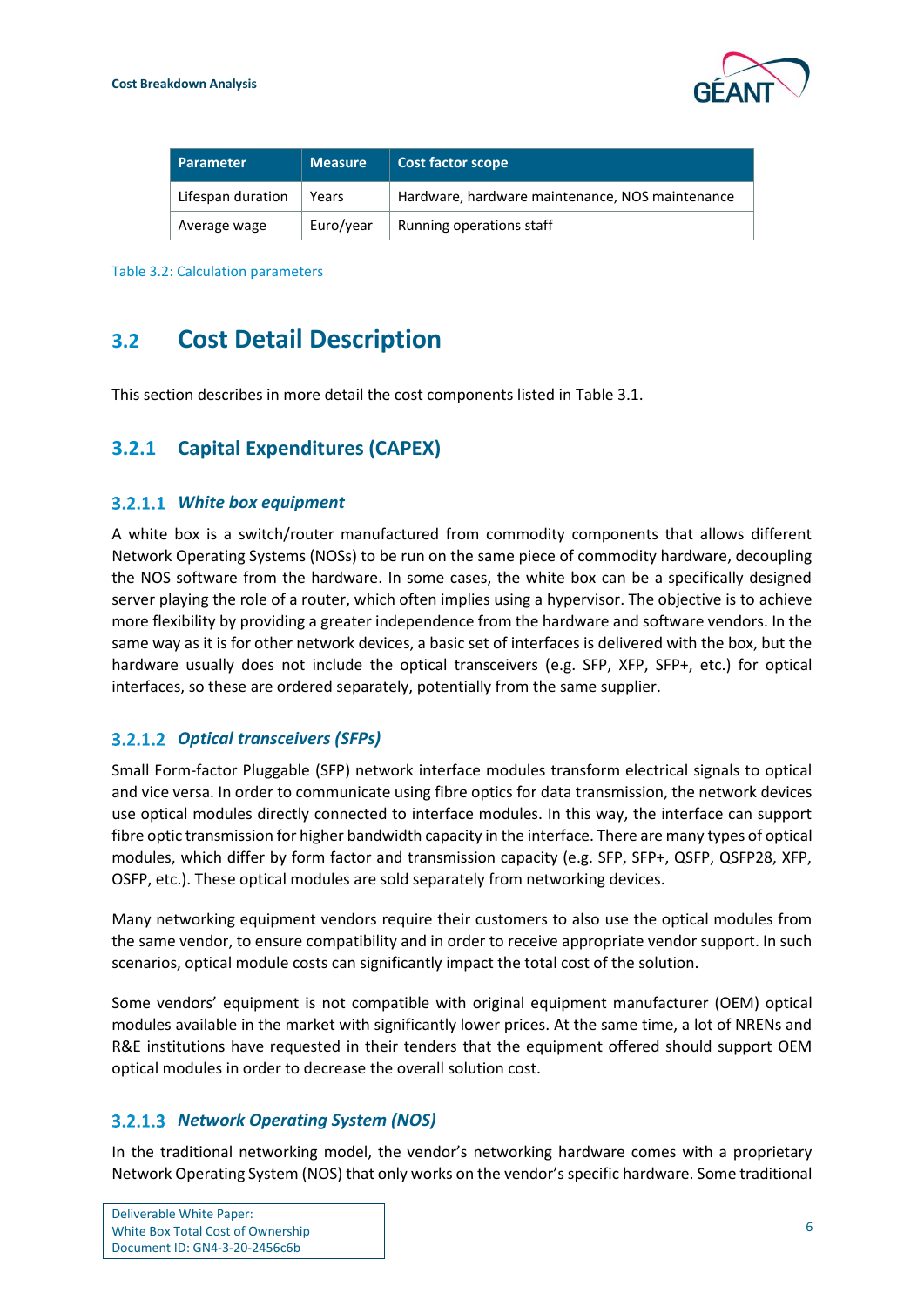| Parameter | Measure | Cost factor scope |
|---|---|---|
| Lifespan duration | Years | Hardware, hardware maintenance, NOS maintenance |
| Average wage | Euro/year | Running operations staff |

Table 3.2: Calculation parameters

## 3.2 Cost Detail Description

This section describes in more detail the cost components listed in Table 3.1.

### 3.2.1 Capital Expenditures (CAPEX)

#### 3.2.1.1 *White box equipment*

A white box is a switch/router manufactured from commodity components that allows different Network Operating Systems (NOSs) to be run on the same piece of commodity hardware, decoupling the NOS software from the hardware. In some cases, the white box can be a specifically designed server playing the role of a router, which often implies using a hypervisor. The objective is to achieve more flexibility by providing a greater independence from the hardware and software vendors. In the same way as it is for other network devices, a basic set of interfaces is delivered with the box, but the hardware usually does not include the optical transceivers (e.g. SFP, XFP, SFP+, etc.) for optical interfaces, so these are ordered separately, potentially from the same supplier.

#### 3.2.1.2 *Optical transceivers (SFPs)*

Small Form-factor Pluggable (SFP) network interface modules transform electrical signals to optical and vice versa. In order to communicate using fibre optics for data transmission, the network devices use optical modules directly connected to interface modules. In this way, the interface can support fibre optic transmission for higher bandwidth capacity in the interface. There are many types of optical modules, which differ by form factor and transmission capacity (e.g. SFP, SFP+, QSFP, QSFP28, XFP, OSFP, etc.). These optical modules are sold separately from networking devices.

Many networking equipment vendors require their customers to also use the optical modules from the same vendor, to ensure compatibility and in order to receive appropriate vendor support. In such scenarios, optical module costs can significantly impact the total cost of the solution.

Some vendors' equipment is not compatible with original equipment manufacturer (OEM) optical modules available in the market with significantly lower prices. At the same time, a lot of NRENs and R&E institutions have requested in their tenders that the equipment offered should support OEM optical modules in order to decrease the overall solution cost.

#### 3.2.1.3 *Network Operating System (NOS)*

In the traditional networking model, the vendor's networking hardware comes with a proprietary Network Operating System (NOS) that only works on the vendor's specific hardware. Some traditional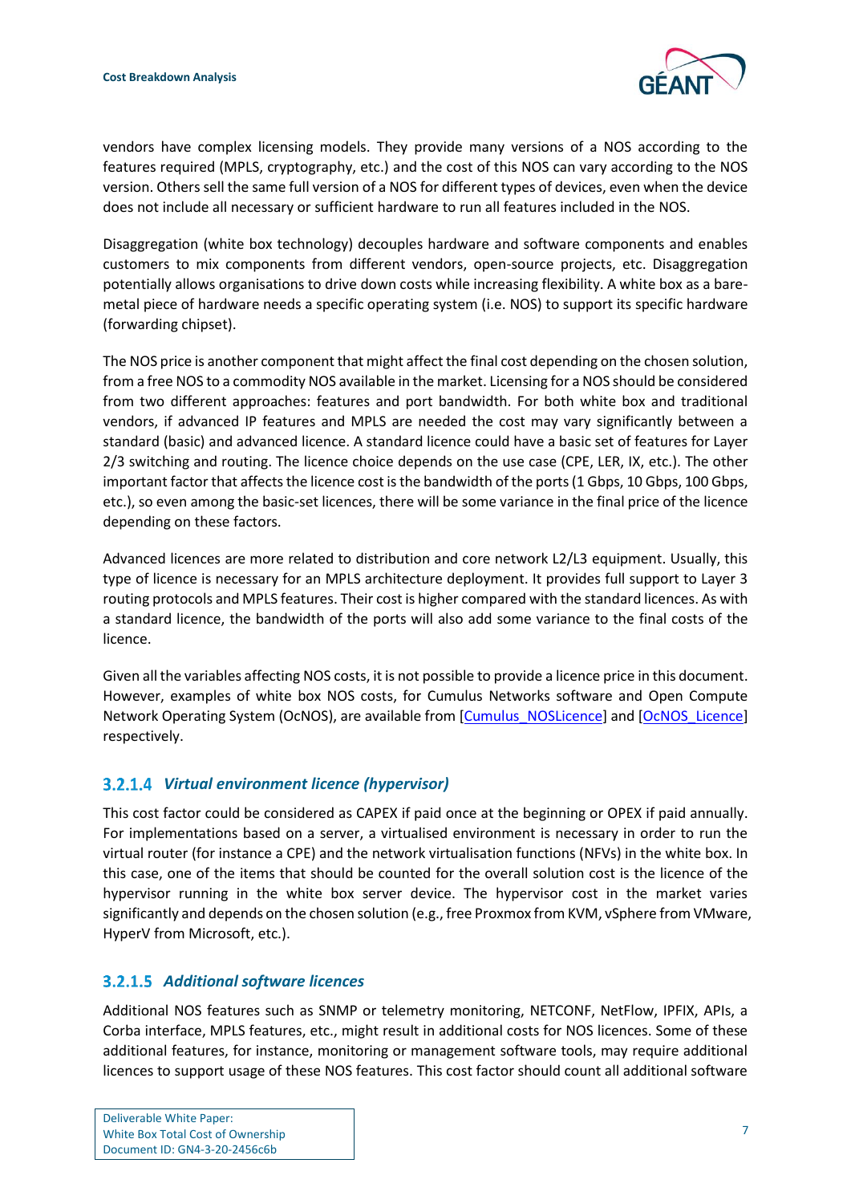vendors have complex licensing models. They provide many versions of a NOS according to the features required (MPLS, cryptography, etc.) and the cost of this NOS can vary according to the NOS version. Others sell the same full version of a NOS for different types of devices, even when the device does not include all necessary or sufficient hardware to run all features included in the NOS.

Disaggregation (white box technology) decouples hardware and software components and enables customers to mix components from different vendors, open-source projects, etc. Disaggregation potentially allows organisations to drive down costs while increasing flexibility. A white box as a bare-metal piece of hardware needs a specific operating system (i.e. NOS) to support its specific hardware (forwarding chipset).

The NOS price is another component that might affect the final cost depending on the chosen solution, from a free NOS to a commodity NOS available in the market. Licensing for a NOS should be considered from two different approaches: features and port bandwidth. For both white box and traditional vendors, if advanced IP features and MPLS are needed the cost may vary significantly between a standard (basic) and advanced licence. A standard licence could have a basic set of features for Layer 2/3 switching and routing. The licence choice depends on the use case (CPE, LER, IX, etc.). The other important factor that affects the licence cost is the bandwidth of the ports (1 Gbps, 10 Gbps, 100 Gbps, etc.), so even among the basic-set licences, there will be some variance in the final price of the licence depending on these factors.

Advanced licences are more related to distribution and core network L2/L3 equipment. Usually, this type of licence is necessary for an MPLS architecture deployment. It provides full support to Layer 3 routing protocols and MPLS features. Their cost is higher compared with the standard licences. As with a standard licence, the bandwidth of the ports will also add some variance to the final costs of the licence.

Given all the variables affecting NOS costs, it is not possible to provide a licence price in this document. However, examples of white box NOS costs, for Cumulus Networks software and Open Compute Network Operating System (OcNOS), are available from [Cumulus_NOSLicence] and [OcNOS_Licence] respectively.

#### 3.2.1.4 *Virtual environment licence (hypervisor)*

This cost factor could be considered as CAPEX if paid once at the beginning or OPEX if paid annually. For implementations based on a server, a virtualised environment is necessary in order to run the virtual router (for instance a CPE) and the network virtualisation functions (NFVs) in the white box. In this case, one of the items that should be counted for the overall solution cost is the licence of the hypervisor running in the white box server device. The hypervisor cost in the market varies significantly and depends on the chosen solution (e.g., free Proxmox from KVM, vSphere from VMware, HyperV from Microsoft, etc.).

#### 3.2.1.5 *Additional software licences*

Additional NOS features such as SNMP or telemetry monitoring, NETCONF, NetFlow, IPFIX, APIs, a Corba interface, MPLS features, etc., might result in additional costs for NOS licences. Some of these additional features, for instance, monitoring or management software tools, may require additional licences to support usage of these NOS features. This cost factor should count all additional software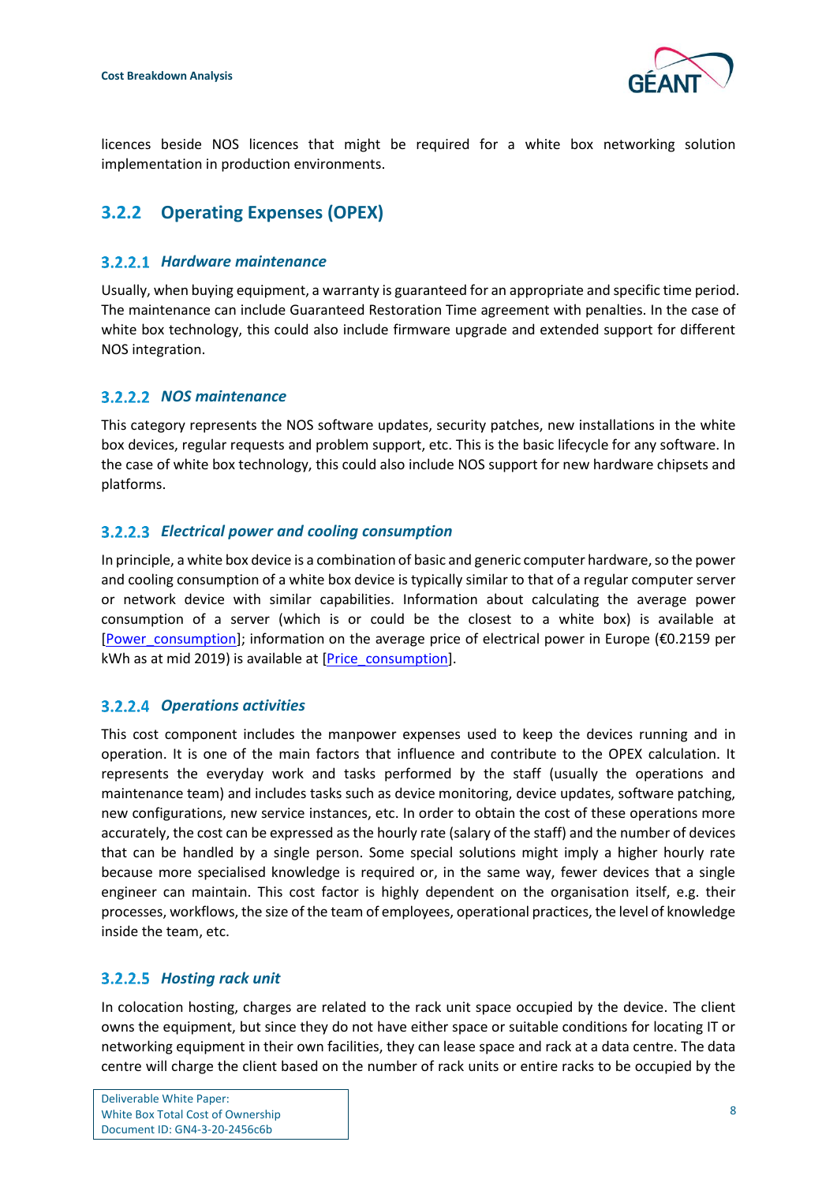licences beside NOS licences that might be required for a white box networking solution implementation in production environments.

## 3.2.2 Operating Expenses (OPEX)

### 3.2.2.1 *Hardware maintenance*

Usually, when buying equipment, a warranty is guaranteed for an appropriate and specific time period. The maintenance can include Guaranteed Restoration Time agreement with penalties. In the case of white box technology, this could also include firmware upgrade and extended support for different NOS integration.

### 3.2.2.2 *NOS maintenance*

This category represents the NOS software updates, security patches, new installations in the white box devices, regular requests and problem support, etc. This is the basic lifecycle for any software. In the case of white box technology, this could also include NOS support for new hardware chipsets and platforms.

### 3.2.2.3 *Electrical power and cooling consumption*

In principle, a white box device is a combination of basic and generic computer hardware, so the power and cooling consumption of a white box device is typically similar to that of a regular computer server or network device with similar capabilities. Information about calculating the average power consumption of a server (which is or could be the closest to a white box) is available at [Power_consumption]; information on the average price of electrical power in Europe (€0.2159 per kWh as at mid 2019) is available at [Price_consumption].

### 3.2.2.4 *Operations activities*

This cost component includes the manpower expenses used to keep the devices running and in operation. It is one of the main factors that influence and contribute to the OPEX calculation. It represents the everyday work and tasks performed by the staff (usually the operations and maintenance team) and includes tasks such as device monitoring, device updates, software patching, new configurations, new service instances, etc. In order to obtain the cost of these operations more accurately, the cost can be expressed as the hourly rate (salary of the staff) and the number of devices that can be handled by a single person. Some special solutions might imply a higher hourly rate because more specialised knowledge is required or, in the same way, fewer devices that a single engineer can maintain. This cost factor is highly dependent on the organisation itself, e.g. their processes, workflows, the size of the team of employees, operational practices, the level of knowledge inside the team, etc.

### 3.2.2.5 *Hosting rack unit*

In colocation hosting, charges are related to the rack unit space occupied by the device. The client owns the equipment, but since they do not have either space or suitable conditions for locating IT or networking equipment in their own facilities, they can lease space and rack at a data centre. The data centre will charge the client based on the number of rack units or entire racks to be occupied by the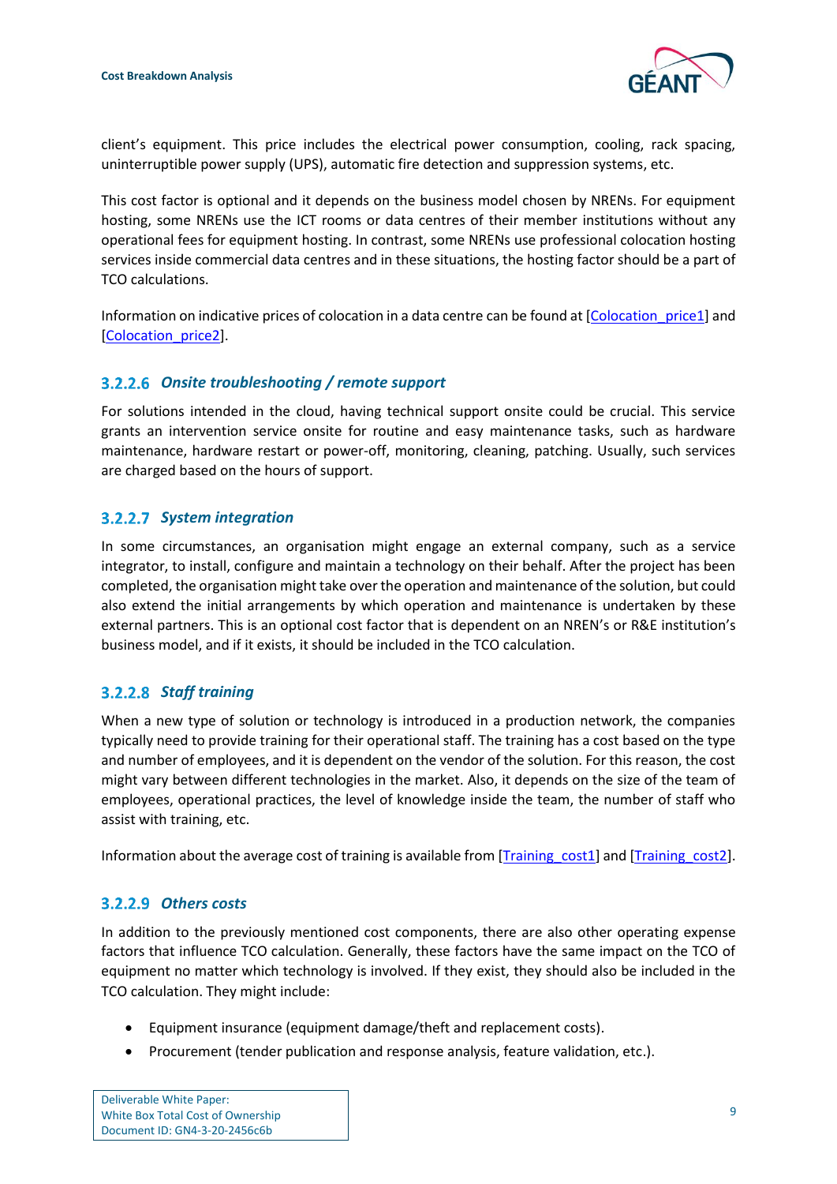client's equipment. This price includes the electrical power consumption, cooling, rack spacing, uninterruptible power supply (UPS), automatic fire detection and suppression systems, etc.

This cost factor is optional and it depends on the business model chosen by NRENs. For equipment hosting, some NRENs use the ICT rooms or data centres of their member institutions without any operational fees for equipment hosting. In contrast, some NRENs use professional colocation hosting services inside commercial data centres and in these situations, the hosting factor should be a part of TCO calculations.

Information on indicative prices of colocation in a data centre can be found at [Colocation_price1] and [Colocation_price2].

#### 3.2.2.6 *Onsite troubleshooting / remote support*

For solutions intended in the cloud, having technical support onsite could be crucial. This service grants an intervention service onsite for routine and easy maintenance tasks, such as hardware maintenance, hardware restart or power-off, monitoring, cleaning, patching. Usually, such services are charged based on the hours of support.

#### 3.2.2.7 *System integration*

In some circumstances, an organisation might engage an external company, such as a service integrator, to install, configure and maintain a technology on their behalf. After the project has been completed, the organisation might take over the operation and maintenance of the solution, but could also extend the initial arrangements by which operation and maintenance is undertaken by these external partners. This is an optional cost factor that is dependent on an NREN's or R&E institution's business model, and if it exists, it should be included in the TCO calculation.

#### 3.2.2.8 *Staff training*

When a new type of solution or technology is introduced in a production network, the companies typically need to provide training for their operational staff. The training has a cost based on the type and number of employees, and it is dependent on the vendor of the solution. For this reason, the cost might vary between different technologies in the market. Also, it depends on the size of the team of employees, operational practices, the level of knowledge inside the team, the number of staff who assist with training, etc.

Information about the average cost of training is available from [Training_cost1] and [Training_cost2].

#### 3.2.2.9 *Others costs*

In addition to the previously mentioned cost components, there are also other operating expense factors that influence TCO calculation. Generally, these factors have the same impact on the TCO of equipment no matter which technology is involved. If they exist, they should also be included in the TCO calculation. They might include:

- Equipment insurance (equipment damage/theft and replacement costs).
- Procurement (tender publication and response analysis, feature validation, etc.).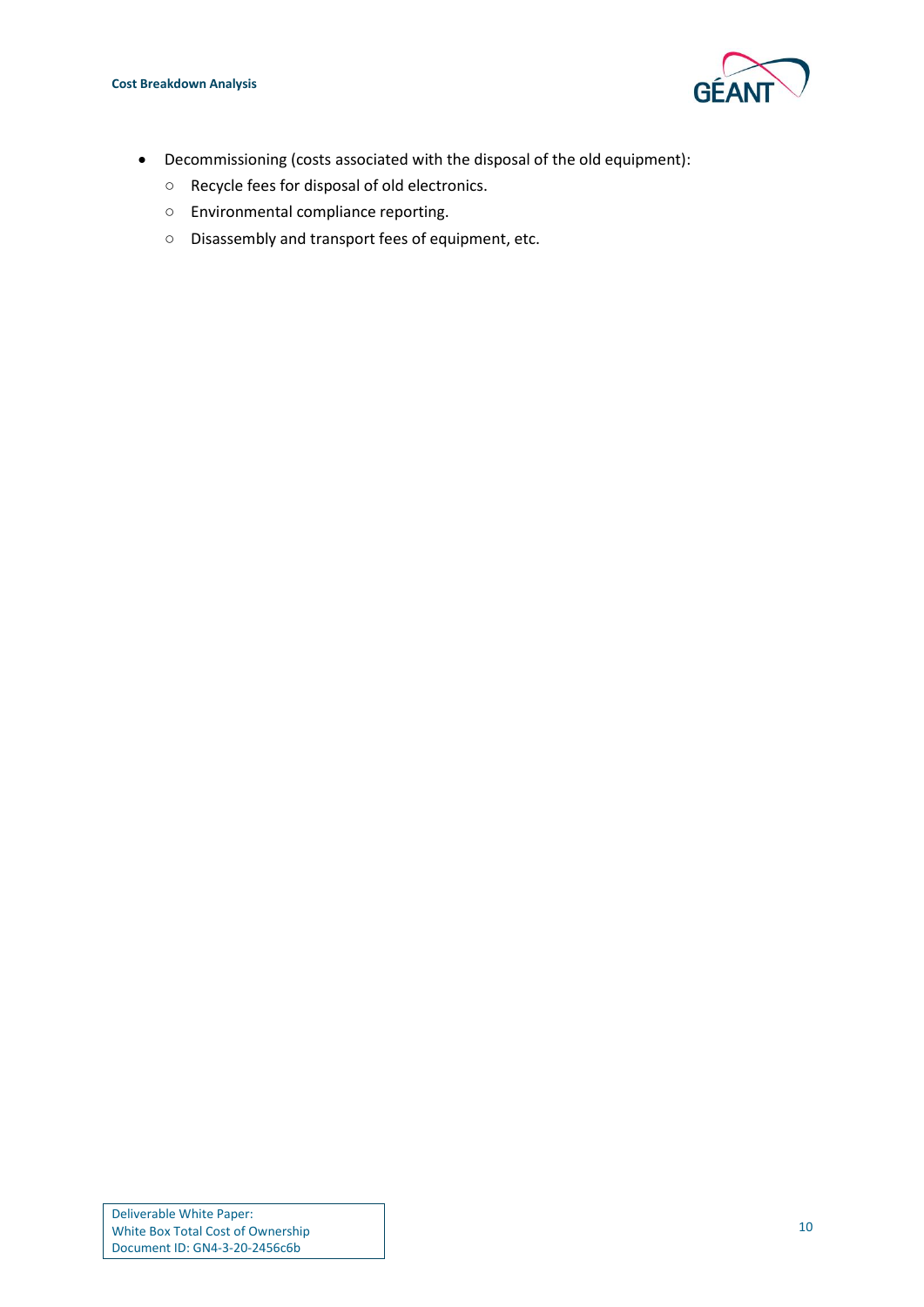- Decommissioning (costs associated with the disposal of the old equipment):
  - Recycle fees for disposal of old electronics.
  - Environmental compliance reporting.
  - Disassembly and transport fees of equipment, etc.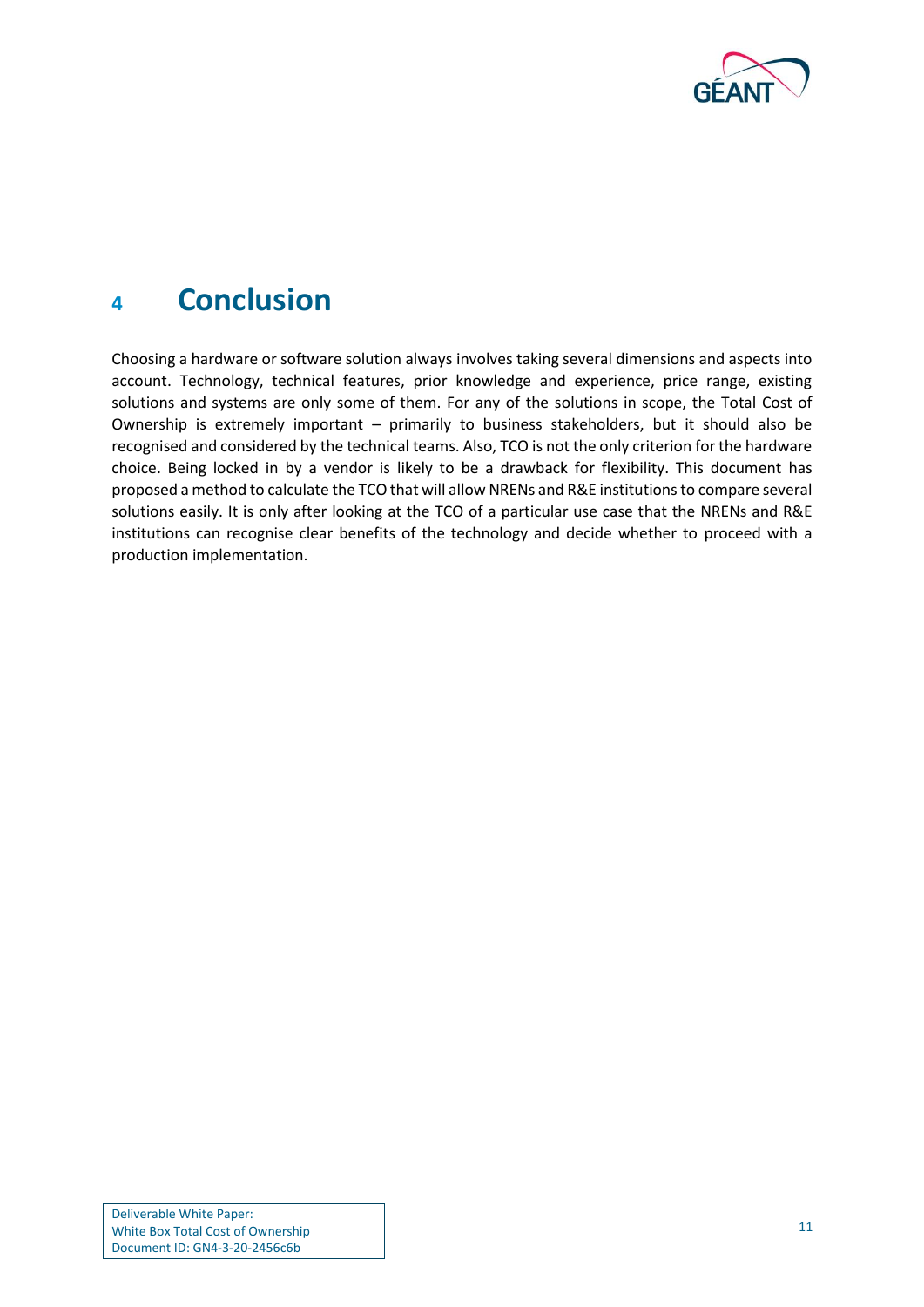# 4 Conclusion

Choosing a hardware or software solution always involves taking several dimensions and aspects into account. Technology, technical features, prior knowledge and experience, price range, existing solutions and systems are only some of them. For any of the solutions in scope, the Total Cost of Ownership is extremely important – primarily to business stakeholders, but it should also be recognised and considered by the technical teams. Also, TCO is not the only criterion for the hardware choice. Being locked in by a vendor is likely to be a drawback for flexibility. This document has proposed a method to calculate the TCO that will allow NRENs and R&E institutions to compare several solutions easily. It is only after looking at the TCO of a particular use case that the NRENs and R&E institutions can recognise clear benefits of the technology and decide whether to proceed with a production implementation.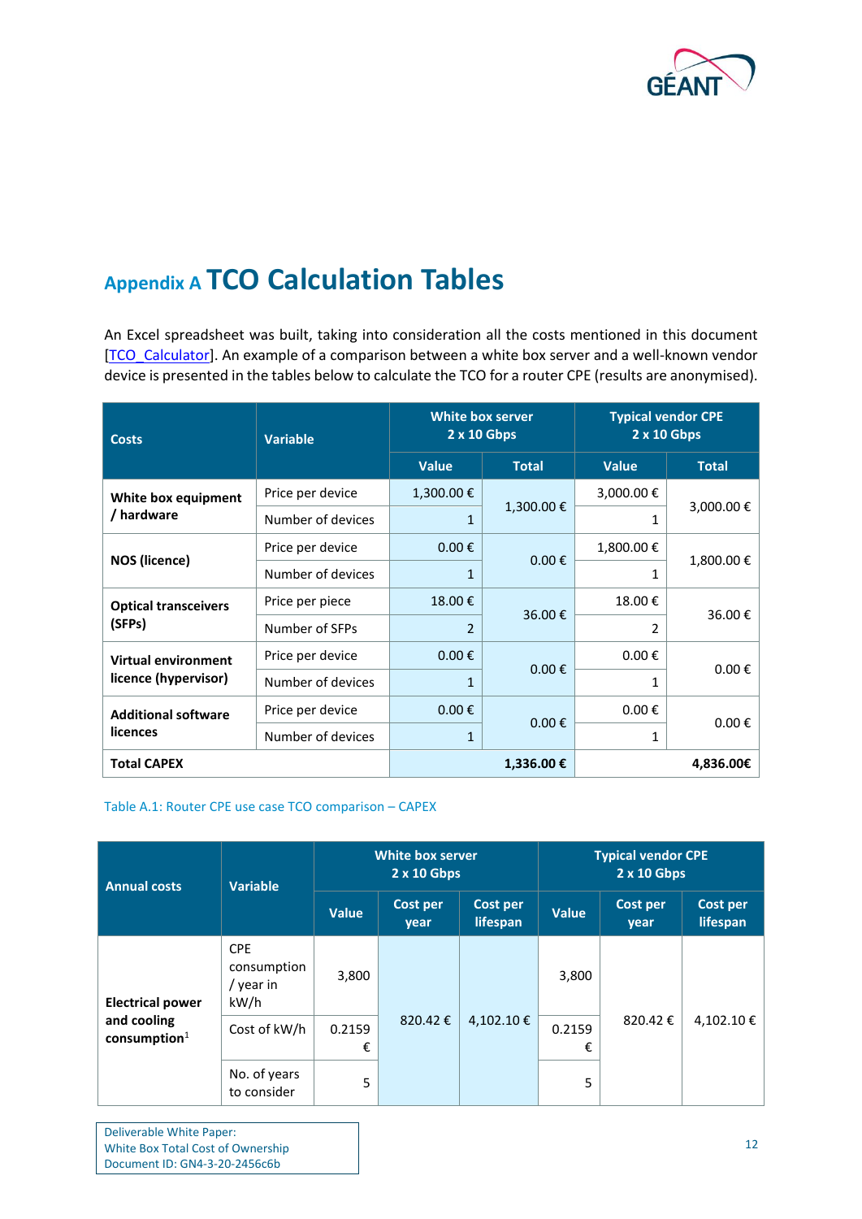# Appendix A TCO Calculation Tables

An Excel spreadsheet was built, taking into consideration all the costs mentioned in this document [TCO_Calculator]. An example of a comparison between a white box server and a well-known vendor device is presented in the tables below to calculate the TCO for a router CPE (results are anonymised).

| Costs | Variable | White box server 2 x 10 Gbps | | Typical vendor CPE 2 x 10 Gbps | |
|---|---|---|---|---|---|
| | | Value | Total | Value | Total |
| White box equipment / hardware | Price per device | 1,300.00 € | 1,300.00 € | 3,000.00 € | 3,000.00 € |
| | Number of devices | 1 | | 1 | |
| NOS (licence) | Price per device | 0.00 € | 0.00 € | 1,800.00 € | 1,800.00 € |
| | Number of devices | 1 | | 1 | |
| Optical transceivers (SFPs) | Price per piece | 18.00 € | 36.00 € | 18.00 € | 36.00 € |
| | Number of SFPs | 2 | | 2 | |
| Virtual environment licence (hypervisor) | Price per device | 0.00 € | 0.00 € | 0.00 € | 0.00 € |
| | Number of devices | 1 | | 1 | |
| Additional software licences | Price per device | 0.00 € | 0.00 € | 0.00 € | 0.00 € |
| | Number of devices | 1 | | 1 | |
| **Total CAPEX** | | | **1,336.00 €** | | **4,836.00€** |

Table A.1: Router CPE use case TCO comparison – CAPEX

| Annual costs | Variable | White box server 2 x 10 Gbps | | | Typical vendor CPE 2 x 10 Gbps | | |
|---|---|---|---|---|---|---|---|
| | | Value | Cost per year | Cost per lifespan | Value | Cost per year | Cost per lifespan |
| Electrical power and cooling consumption[1] | CPE consumption / year in kW/h | 3,800 | 820.42 € | 4,102.10 € | 3,800 | 820.42 € | 4,102.10 € |
| | Cost of kW/h | 0.2159 € | | | 0.2159 € | | |
| | No. of years to consider | 5 | | | 5 | | |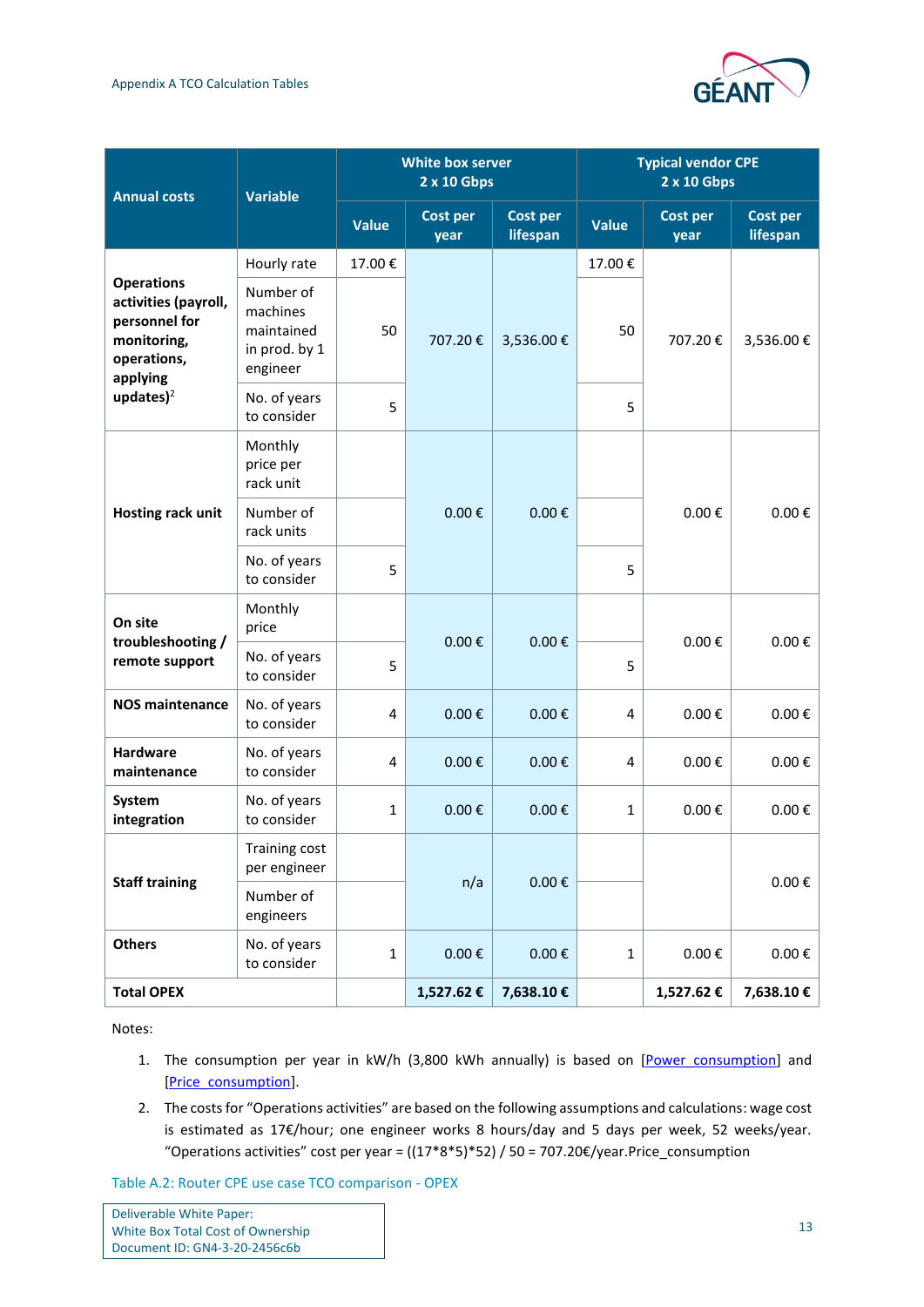| Annual costs | Variable | White box server 2 x 10 Gbps | | | Typical vendor CPE 2 x 10 Gbps | | |
|---|---|---|---|---|---|---|---|
| | | Value | Cost per year | Cost per lifespan | Value | Cost per year | Cost per lifespan |
| **Operations activities (payroll, personnel for monitoring, operations, applying updates)**[2] | Hourly rate | 17.00 € | 707.20 € | 3,536.00 € | 17.00 € | 707.20 € | 3,536.00 € |
| | Number of machines maintained in prod. by 1 engineer | 50 | | | 50 | | |
| | No. of years to consider | 5 | | | 5 | | |
| **Hosting rack unit** | Monthly price per rack unit | | 0.00 € | 0.00 € | | 0.00 € | 0.00 € |
| | Number of rack units | | | | | | |
| | No. of years to consider | 5 | | | 5 | | |
| **On site troubleshooting / remote support** | Monthly price | | 0.00 € | 0.00 € | | 0.00 € | 0.00 € |
| | No. of years to consider | 5 | | | 5 | | |
| **NOS maintenance** | No. of years to consider | 4 | 0.00 € | 0.00 € | 4 | 0.00 € | 0.00 € |
| **Hardware maintenance** | No. of years to consider | 4 | 0.00 € | 0.00 € | 4 | 0.00 € | 0.00 € |
| **System integration** | No. of years to consider | 1 | 0.00 € | 0.00 € | 1 | 0.00 € | 0.00 € |
| **Staff training** | Training cost per engineer | | n/a | 0.00 € | | | 0.00 € |
| | Number of engineers | | | | | | |
| **Others** | No. of years to consider | 1 | 0.00 € | 0.00 € | 1 | 0.00 € | 0.00 € |
| **Total OPEX** | | | **1,527.62 €** | **7,638.10 €** | | **1,527.62 €** | **7,638.10 €** |

Notes:

1. The consumption per year in kW/h (3,800 kWh annually) is based on [Power_consumption] and [Price_consumption].
2. The costs for "Operations activities" are based on the following assumptions and calculations: wage cost is estimated as 17€/hour; one engineer works 8 hours/day and 5 days per week, 52 weeks/year. "Operations activities" cost per year = ((17*8*5)*52) / 50 = 707.20€/year.Price_consumption

Table A.2: Router CPE use case TCO comparison - OPEX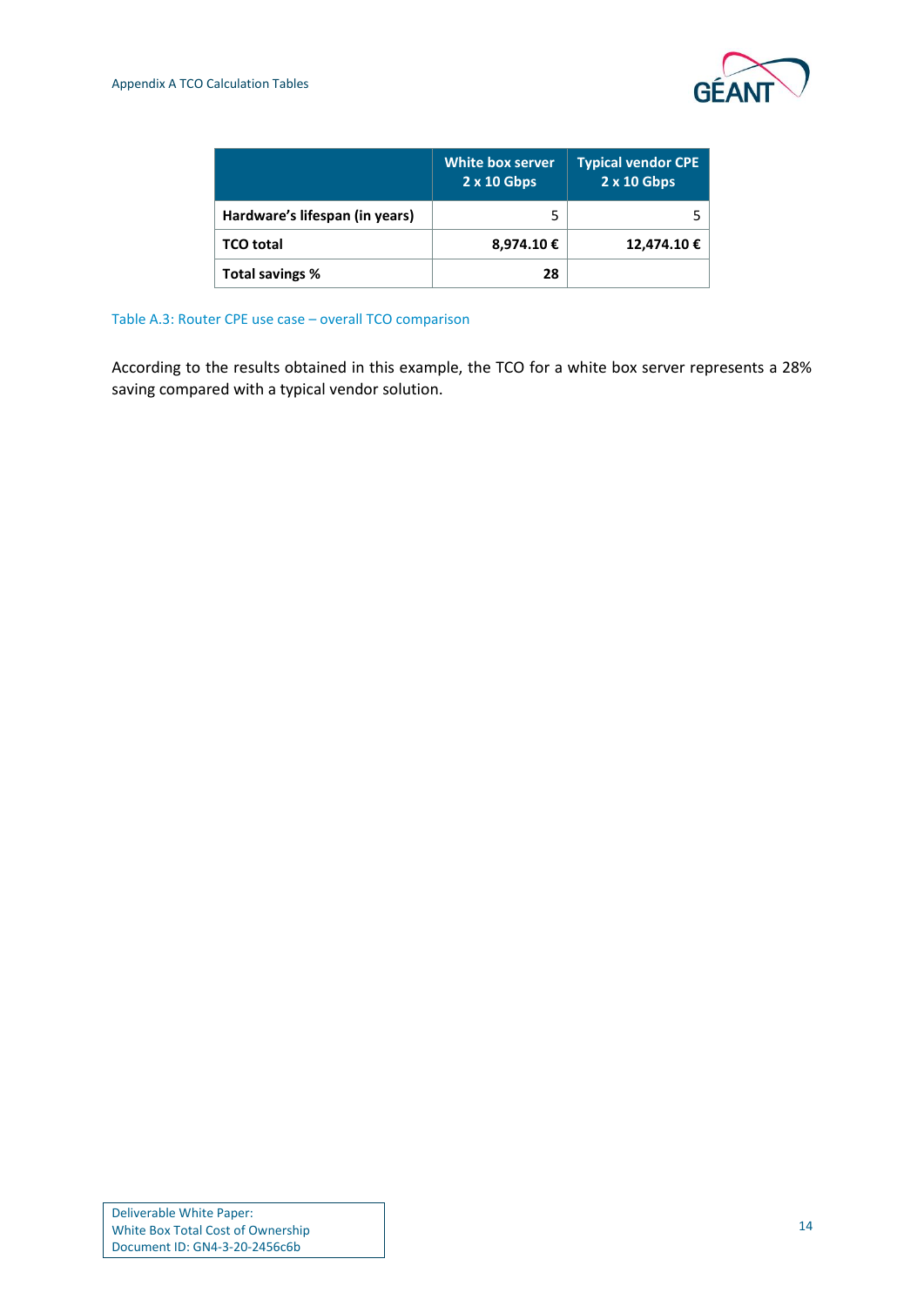| | White box server 2 x 10 Gbps | Typical vendor CPE 2 x 10 Gbps |
|---|---|---|
| **Hardware's lifespan (in years)** | 5 | 5 |
| **TCO total** | **8,974.10 €** | **12,474.10 €** |
| **Total savings %** | **28** | |

Table A.3: Router CPE use case – overall TCO comparison

According to the results obtained in this example, the TCO for a white box server represents a 28% saving compared with a typical vendor solution.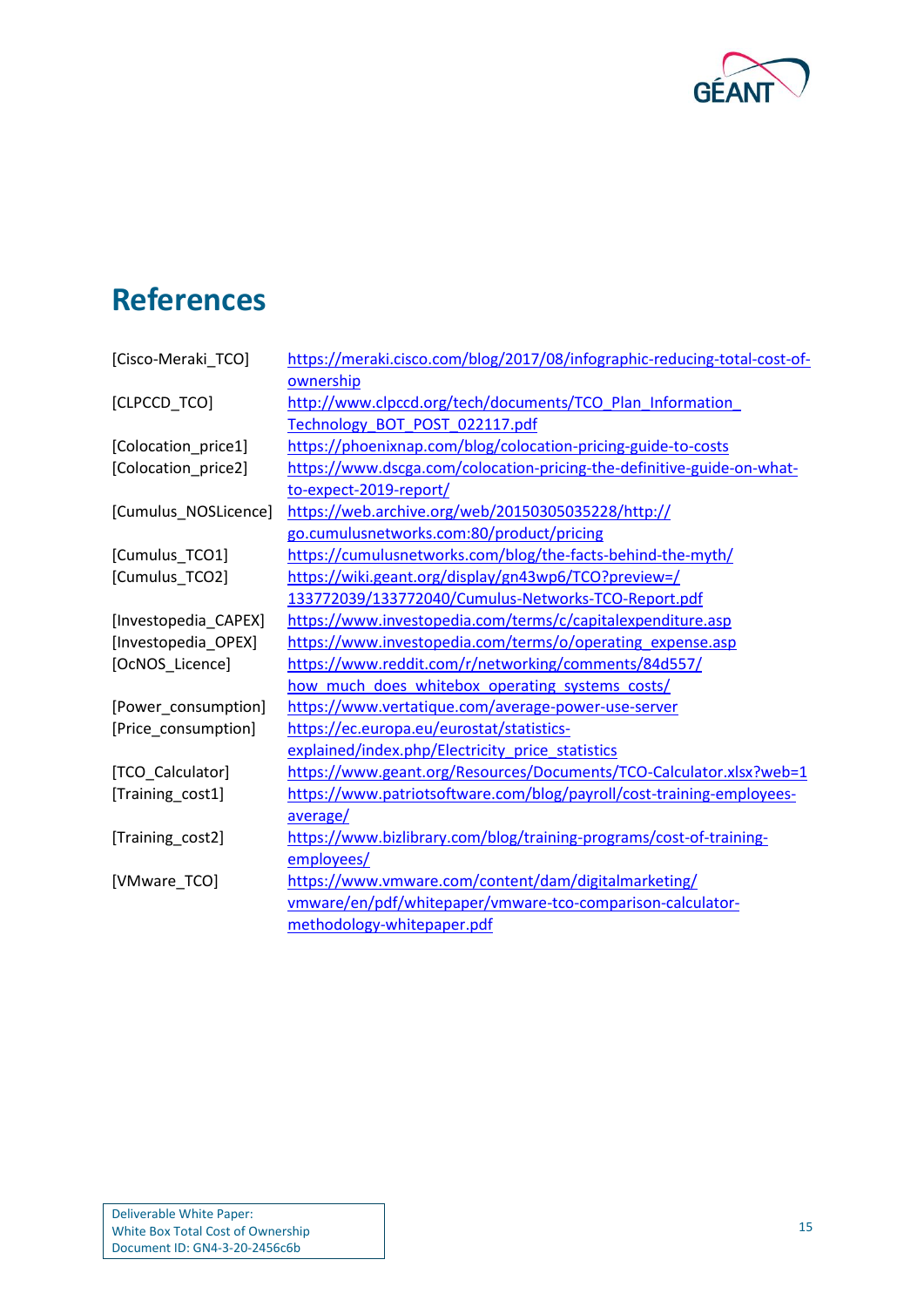# References

| | |
|---|---|
| [Cisco-Meraki_TCO] | https://meraki.cisco.com/blog/2017/08/infographic-reducing-total-cost-of-ownership |
| [CLPCCD_TCO] | http://www.clpccd.org/tech/documents/TCO_Plan_Information_Technology_BOT_POST_022117.pdf |
| [Colocation_price1] | https://phoenixnap.com/blog/colocation-pricing-guide-to-costs |
| [Colocation_price2] | https://www.dscga.com/colocation-pricing-the-definitive-guide-on-what-to-expect-2019-report/ |
| [Cumulus_NOSLicence] | https://web.archive.org/web/20150305035228/http://go.cumulusnetworks.com:80/product/pricing |
| [Cumulus_TCO1] | https://cumulusnetworks.com/blog/the-facts-behind-the-myth/ |
| [Cumulus_TCO2] | https://wiki.geant.org/display/gn43wp6/TCO?preview=/133772039/133772040/Cumulus-Networks-TCO-Report.pdf |
| [Investopedia_CAPEX] | https://www.investopedia.com/terms/c/capitalexpenditure.asp |
| [Investopedia_OPEX] | https://www.investopedia.com/terms/o/operating_expense.asp |
| [OcNOS_Licence] | https://www.reddit.com/r/networking/comments/84d557/how_much_does_whitebox_operating_systems_costs/ |
| [Power_consumption] | https://www.vertatique.com/average-power-use-server |
| [Price_consumption] | https://ec.europa.eu/eurostat/statistics-explained/index.php/Electricity_price_statistics |
| [TCO_Calculator] | https://www.geant.org/Resources/Documents/TCO-Calculator.xlsx?web=1 |
| [Training_cost1] | https://www.patriotsoftware.com/blog/payroll/cost-training-employees-average/ |
| [Training_cost2] | https://www.bizlibrary.com/blog/training-programs/cost-of-training-employees/ |
| [VMware_TCO] | https://www.vmware.com/content/dam/digitalmarketing/vmware/en/pdf/whitepaper/vmware-tco-comparison-calculator-methodology-whitepaper.pdf |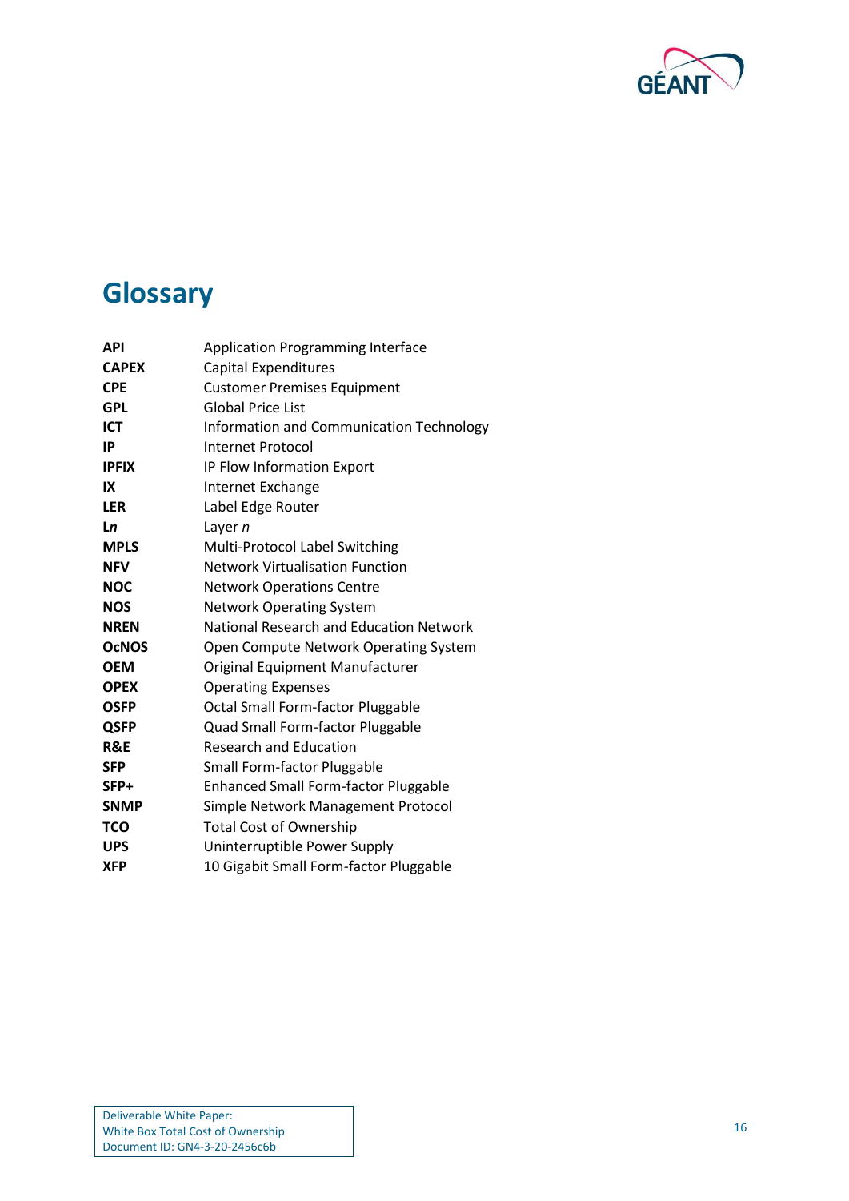# Glossary

| | |
|---|---|
| **API** | Application Programming Interface |
| **CAPEX** | Capital Expenditures |
| **CPE** | Customer Premises Equipment |
| **GPL** | Global Price List |
| **ICT** | Information and Communication Technology |
| **IP** | Internet Protocol |
| **IPFIX** | IP Flow Information Export |
| **IX** | Internet Exchange |
| **LER** | Label Edge Router |
| **L*n*** | Layer *n* |
| **MPLS** | Multi-Protocol Label Switching |
| **NFV** | Network Virtualisation Function |
| **NOC** | Network Operations Centre |
| **NOS** | Network Operating System |
| **NREN** | National Research and Education Network |
| **OcNOS** | Open Compute Network Operating System |
| **OEM** | Original Equipment Manufacturer |
| **OPEX** | Operating Expenses |
| **OSFP** | Octal Small Form-factor Pluggable |
| **QSFP** | Quad Small Form-factor Pluggable |
| **R&E** | Research and Education |
| **SFP** | Small Form-factor Pluggable |
| **SFP+** | Enhanced Small Form-factor Pluggable |
| **SNMP** | Simple Network Management Protocol |
| **TCO** | Total Cost of Ownership |
| **UPS** | Uninterruptible Power Supply |
| **XFP** | 10 Gigabit Small Form-factor Pluggable |